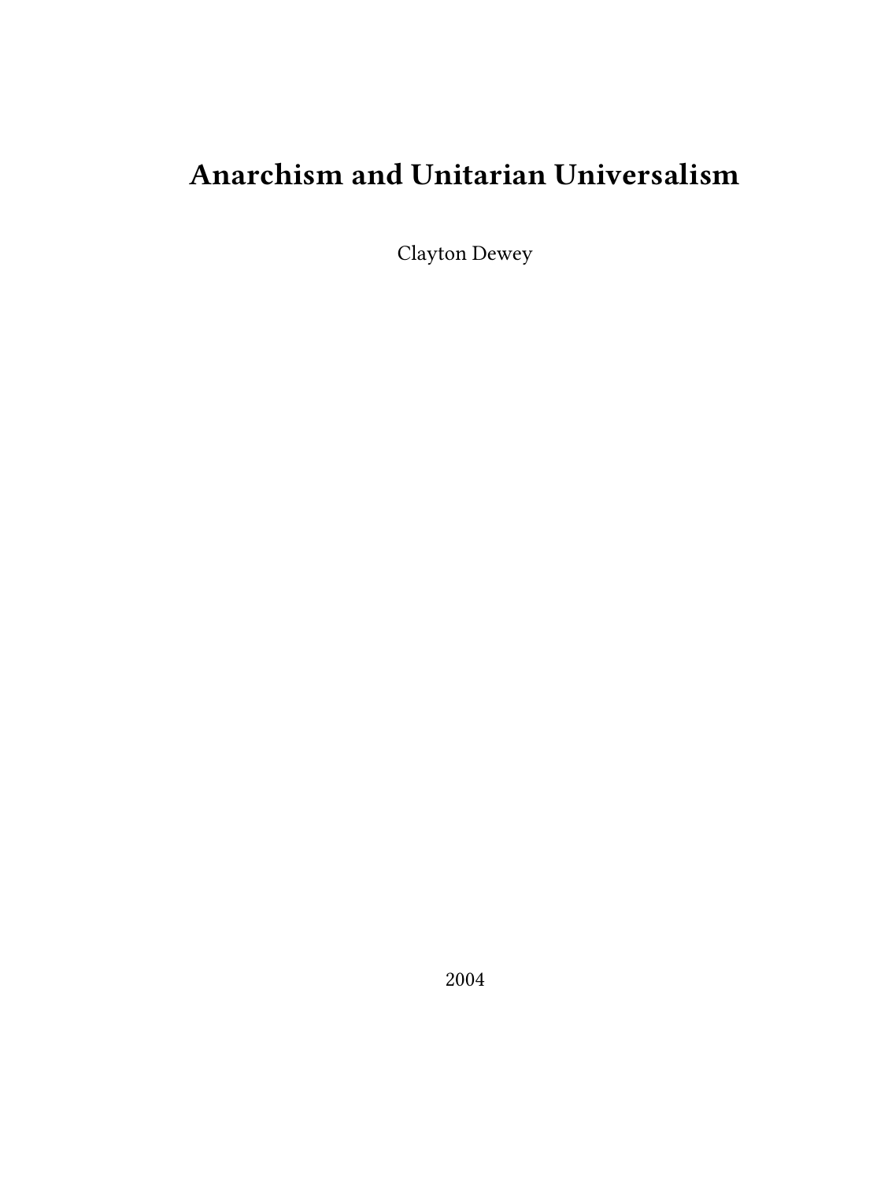# Anarchism and Unitarian Universalism

Clayton Dewey

2004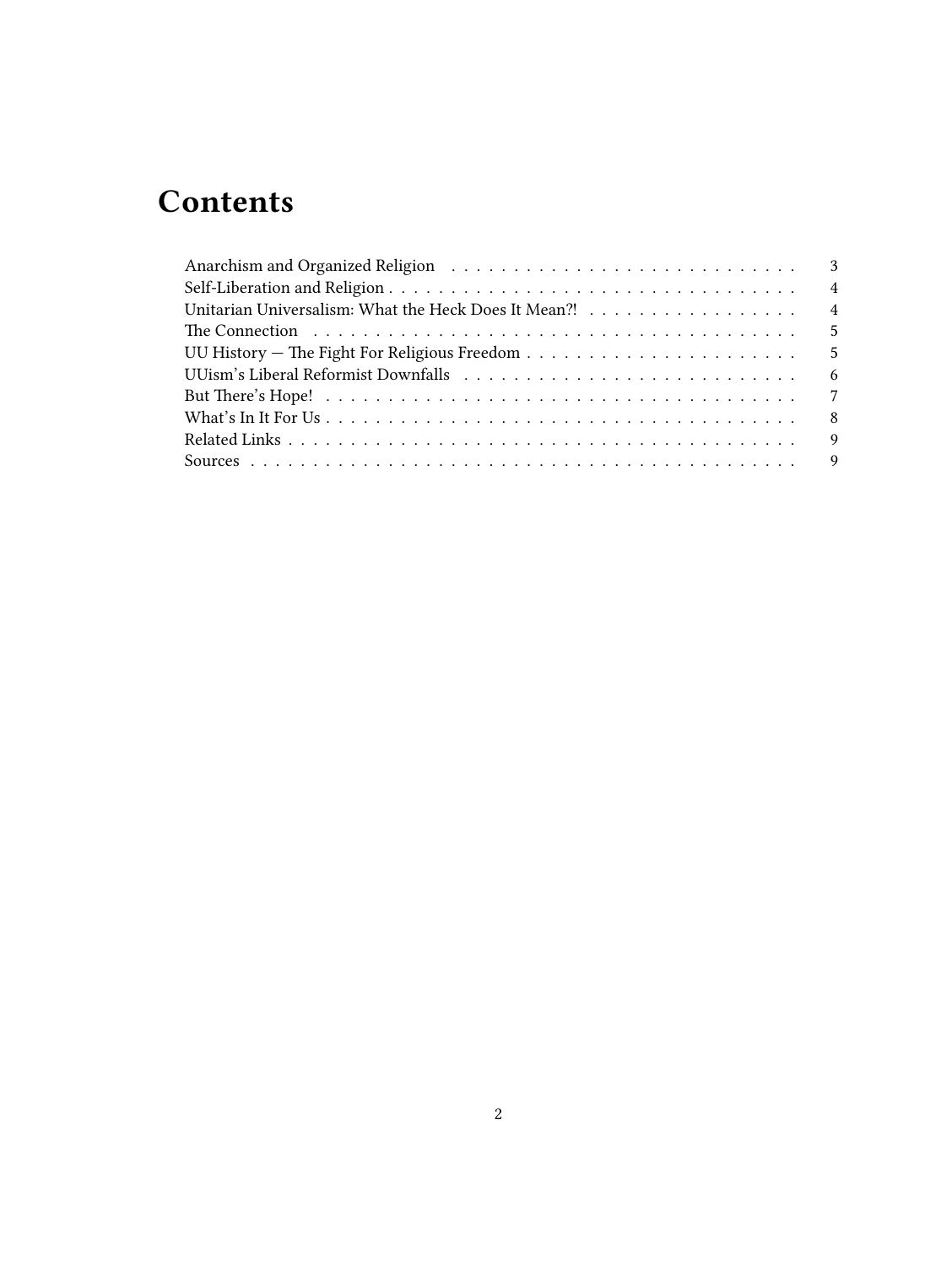# Contents

- Anarchism and Organized Religion — 3
- Self-Liberation and Religion — 4
- Unitarian Universalism: What the Heck Does It Mean?! — 4
- The Connection — 5
- UU History — The Fight For Religious Freedom — 5
- UUism's Liberal Reformist Downfalls — 6
- But There's Hope! — 7
- What's In It For Us — 8
- Related Links — 9
- Sources — 9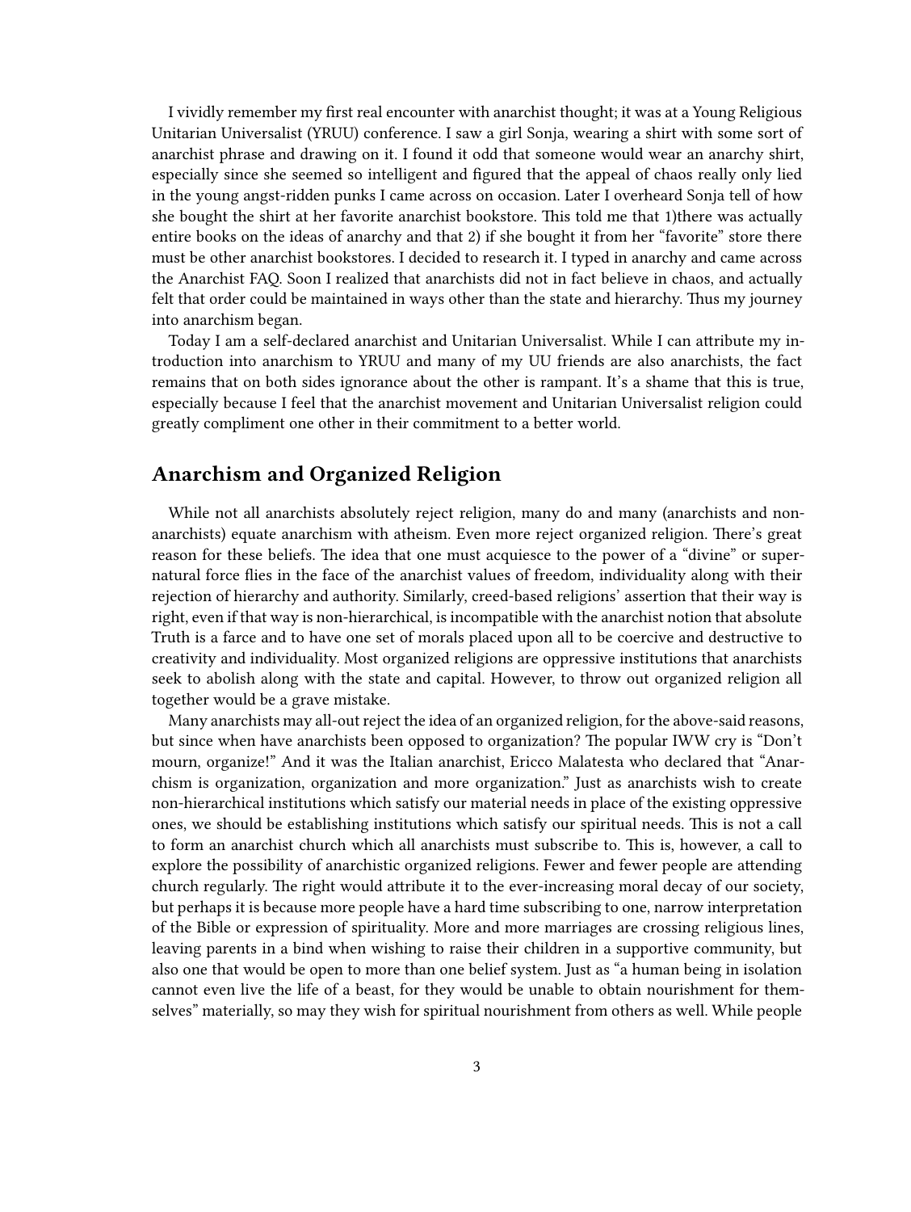I vividly remember my first real encounter with anarchist thought; it was at a Young Religious Unitarian Universalist (YRUU) conference. I saw a girl Sonja, wearing a shirt with some sort of anarchist phrase and drawing on it. I found it odd that someone would wear an anarchy shirt, especially since she seemed so intelligent and figured that the appeal of chaos really only lied in the young angst-ridden punks I came across on occasion. Later I overheard Sonja tell of how she bought the shirt at her favorite anarchist bookstore. This told me that 1)there was actually entire books on the ideas of anarchy and that 2) if she bought it from her "favorite" store there must be other anarchist bookstores. I decided to research it. I typed in anarchy and came across the Anarchist FAQ. Soon I realized that anarchists did not in fact believe in chaos, and actually felt that order could be maintained in ways other than the state and hierarchy. Thus my journey into anarchism began.

Today I am a self-declared anarchist and Unitarian Universalist. While I can attribute my introduction into anarchism to YRUU and many of my UU friends are also anarchists, the fact remains that on both sides ignorance about the other is rampant. It's a shame that this is true, especially because I feel that the anarchist movement and Unitarian Universalist religion could greatly compliment one other in their commitment to a better world.

## Anarchism and Organized Religion

While not all anarchists absolutely reject religion, many do and many (anarchists and non-anarchists) equate anarchism with atheism. Even more reject organized religion. There's great reason for these beliefs. The idea that one must acquiesce to the power of a "divine" or supernatural force flies in the face of the anarchist values of freedom, individuality along with their rejection of hierarchy and authority. Similarly, creed-based religions' assertion that their way is right, even if that way is non-hierarchical, is incompatible with the anarchist notion that absolute Truth is a farce and to have one set of morals placed upon all to be coercive and destructive to creativity and individuality. Most organized religions are oppressive institutions that anarchists seek to abolish along with the state and capital. However, to throw out organized religion all together would be a grave mistake.

Many anarchists may all-out reject the idea of an organized religion, for the above-said reasons, but since when have anarchists been opposed to organization? The popular IWW cry is "Don't mourn, organize!" And it was the Italian anarchist, Ericco Malatesta who declared that "Anarchism is organization, organization and more organization." Just as anarchists wish to create non-hierarchical institutions which satisfy our material needs in place of the existing oppressive ones, we should be establishing institutions which satisfy our spiritual needs. This is not a call to form an anarchist church which all anarchists must subscribe to. This is, however, a call to explore the possibility of anarchistic organized religions. Fewer and fewer people are attending church regularly. The right would attribute it to the ever-increasing moral decay of our society, but perhaps it is because more people have a hard time subscribing to one, narrow interpretation of the Bible or expression of spirituality. More and more marriages are crossing religious lines, leaving parents in a bind when wishing to raise their children in a supportive community, but also one that would be open to more than one belief system. Just as "a human being in isolation cannot even live the life of a beast, for they would be unable to obtain nourishment for themselves" materially, so may they wish for spiritual nourishment from others as well. While people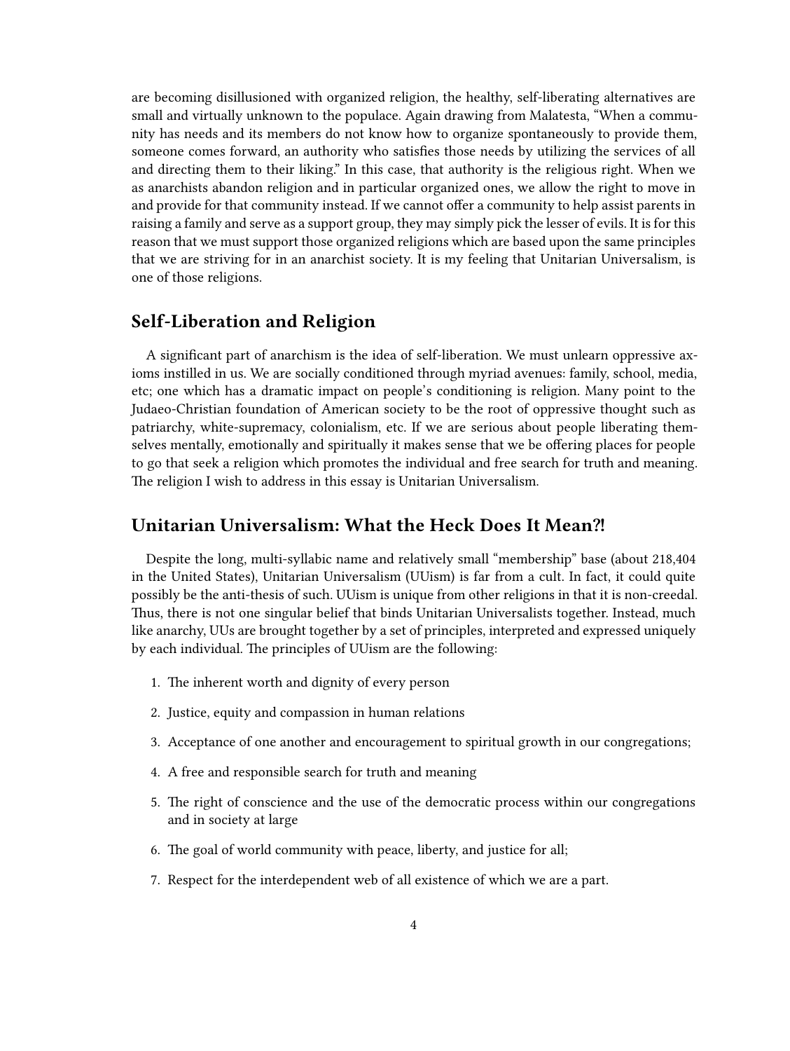are becoming disillusioned with organized religion, the healthy, self-liberating alternatives are small and virtually unknown to the populace. Again drawing from Malatesta, "When a community has needs and its members do not know how to organize spontaneously to provide them, someone comes forward, an authority who satisfies those needs by utilizing the services of all and directing them to their liking." In this case, that authority is the religious right. When we as anarchists abandon religion and in particular organized ones, we allow the right to move in and provide for that community instead. If we cannot offer a community to help assist parents in raising a family and serve as a support group, they may simply pick the lesser of evils. It is for this reason that we must support those organized religions which are based upon the same principles that we are striving for in an anarchist society. It is my feeling that Unitarian Universalism, is one of those religions.

## Self-Liberation and Religion

A significant part of anarchism is the idea of self-liberation. We must unlearn oppressive axioms instilled in us. We are socially conditioned through myriad avenues: family, school, media, etc; one which has a dramatic impact on people's conditioning is religion. Many point to the Judaeo-Christian foundation of American society to be the root of oppressive thought such as patriarchy, white-supremacy, colonialism, etc. If we are serious about people liberating themselves mentally, emotionally and spiritually it makes sense that we be offering places for people to go that seek a religion which promotes the individual and free search for truth and meaning. The religion I wish to address in this essay is Unitarian Universalism.

## Unitarian Universalism: What the Heck Does It Mean?!

Despite the long, multi-syllabic name and relatively small "membership" base (about 218,404 in the United States), Unitarian Universalism (UUism) is far from a cult. In fact, it could quite possibly be the anti-thesis of such. UUism is unique from other religions in that it is non-creedal. Thus, there is not one singular belief that binds Unitarian Universalists together. Instead, much like anarchy, UUs are brought together by a set of principles, interpreted and expressed uniquely by each individual. The principles of UUism are the following:

1. The inherent worth and dignity of every person
2. Justice, equity and compassion in human relations
3. Acceptance of one another and encouragement to spiritual growth in our congregations;
4. A free and responsible search for truth and meaning
5. The right of conscience and the use of the democratic process within our congregations and in society at large
6. The goal of world community with peace, liberty, and justice for all;
7. Respect for the interdependent web of all existence of which we are a part.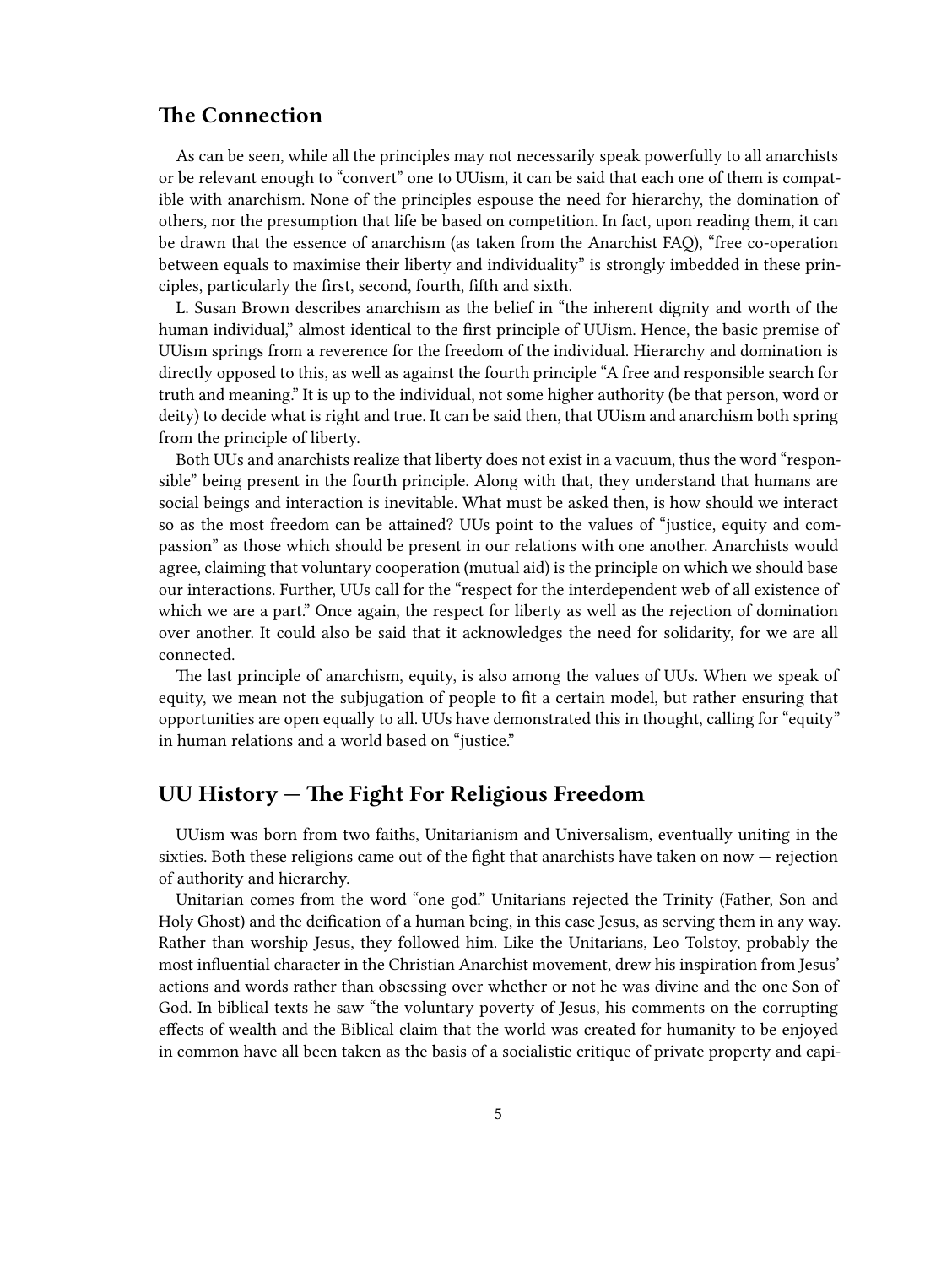## The Connection

As can be seen, while all the principles may not necessarily speak powerfully to all anarchists or be relevant enough to "convert" one to UUism, it can be said that each one of them is compatible with anarchism. None of the principles espouse the need for hierarchy, the domination of others, nor the presumption that life be based on competition. In fact, upon reading them, it can be drawn that the essence of anarchism (as taken from the Anarchist FAQ), "free co-operation between equals to maximise their liberty and individuality" is strongly imbedded in these principles, particularly the first, second, fourth, fifth and sixth.

L. Susan Brown describes anarchism as the belief in "the inherent dignity and worth of the human individual," almost identical to the first principle of UUism. Hence, the basic premise of UUism springs from a reverence for the freedom of the individual. Hierarchy and domination is directly opposed to this, as well as against the fourth principle "A free and responsible search for truth and meaning." It is up to the individual, not some higher authority (be that person, word or deity) to decide what is right and true. It can be said then, that UUism and anarchism both spring from the principle of liberty.

Both UUs and anarchists realize that liberty does not exist in a vacuum, thus the word "responsible" being present in the fourth principle. Along with that, they understand that humans are social beings and interaction is inevitable. What must be asked then, is how should we interact so as the most freedom can be attained? UUs point to the values of "justice, equity and compassion" as those which should be present in our relations with one another. Anarchists would agree, claiming that voluntary cooperation (mutual aid) is the principle on which we should base our interactions. Further, UUs call for the "respect for the interdependent web of all existence of which we are a part." Once again, the respect for liberty as well as the rejection of domination over another. It could also be said that it acknowledges the need for solidarity, for we are all connected.

The last principle of anarchism, equity, is also among the values of UUs. When we speak of equity, we mean not the subjugation of people to fit a certain model, but rather ensuring that opportunities are open equally to all. UUs have demonstrated this in thought, calling for "equity" in human relations and a world based on "justice."

## UU History — The Fight For Religious Freedom

UUism was born from two faiths, Unitarianism and Universalism, eventually uniting in the sixties. Both these religions came out of the fight that anarchists have taken on now — rejection of authority and hierarchy.

Unitarian comes from the word "one god." Unitarians rejected the Trinity (Father, Son and Holy Ghost) and the deification of a human being, in this case Jesus, as serving them in any way. Rather than worship Jesus, they followed him. Like the Unitarians, Leo Tolstoy, probably the most influential character in the Christian Anarchist movement, drew his inspiration from Jesus' actions and words rather than obsessing over whether or not he was divine and the one Son of God. In biblical texts he saw "the voluntary poverty of Jesus, his comments on the corrupting effects of wealth and the Biblical claim that the world was created for humanity to be enjoyed in common have all been taken as the basis of a socialistic critique of private property and capi-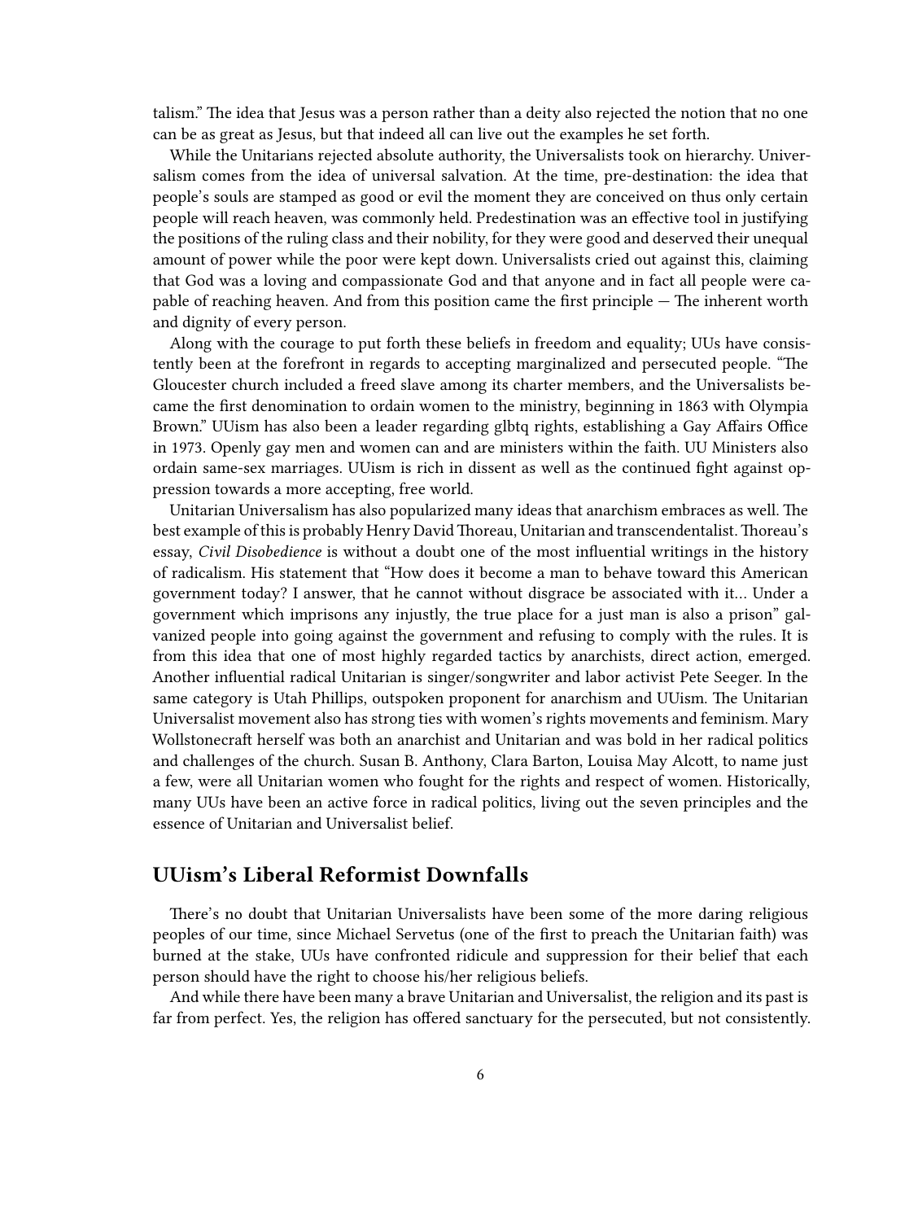talism." The idea that Jesus was a person rather than a deity also rejected the notion that no one can be as great as Jesus, but that indeed all can live out the examples he set forth.

While the Unitarians rejected absolute authority, the Universalists took on hierarchy. Universalism comes from the idea of universal salvation. At the time, pre-destination: the idea that people's souls are stamped as good or evil the moment they are conceived on thus only certain people will reach heaven, was commonly held. Predestination was an effective tool in justifying the positions of the ruling class and their nobility, for they were good and deserved their unequal amount of power while the poor were kept down. Universalists cried out against this, claiming that God was a loving and compassionate God and that anyone and in fact all people were capable of reaching heaven. And from this position came the first principle — The inherent worth and dignity of every person.

Along with the courage to put forth these beliefs in freedom and equality; UUs have consistently been at the forefront in regards to accepting marginalized and persecuted people. "The Gloucester church included a freed slave among its charter members, and the Universalists became the first denomination to ordain women to the ministry, beginning in 1863 with Olympia Brown." UUism has also been a leader regarding glbtq rights, establishing a Gay Affairs Office in 1973. Openly gay men and women can and are ministers within the faith. UU Ministers also ordain same-sex marriages. UUism is rich in dissent as well as the continued fight against oppression towards a more accepting, free world.

Unitarian Universalism has also popularized many ideas that anarchism embraces as well. The best example of this is probably Henry David Thoreau, Unitarian and transcendentalist. Thoreau's essay, *Civil Disobedience* is without a doubt one of the most influential writings in the history of radicalism. His statement that "How does it become a man to behave toward this American government today? I answer, that he cannot without disgrace be associated with it… Under a government which imprisons any unjustly, the true place for a just man is also a prison" galvanized people into going against the government and refusing to comply with the rules. It is from this idea that one of most highly regarded tactics by anarchists, direct action, emerged. Another influential radical Unitarian is singer/songwriter and labor activist Pete Seeger. In the same category is Utah Phillips, outspoken proponent for anarchism and UUism. The Unitarian Universalist movement also has strong ties with women's rights movements and feminism. Mary Wollstonecraft herself was both an anarchist and Unitarian and was bold in her radical politics and challenges of the church. Susan B. Anthony, Clara Barton, Louisa May Alcott, to name just a few, were all Unitarian women who fought for the rights and respect of women. Historically, many UUs have been an active force in radical politics, living out the seven principles and the essence of Unitarian and Universalist belief.

## UUism's Liberal Reformist Downfalls

There's no doubt that Unitarian Universalists have been some of the more daring religious peoples of our time, since Michael Servetus (one of the first to preach the Unitarian faith) was burned at the stake, UUs have confronted ridicule and suppression for their belief that each person should have the right to choose his/her religious beliefs.

And while there have been many a brave Unitarian and Universalist, the religion and its past is far from perfect. Yes, the religion has offered sanctuary for the persecuted, but not consistently.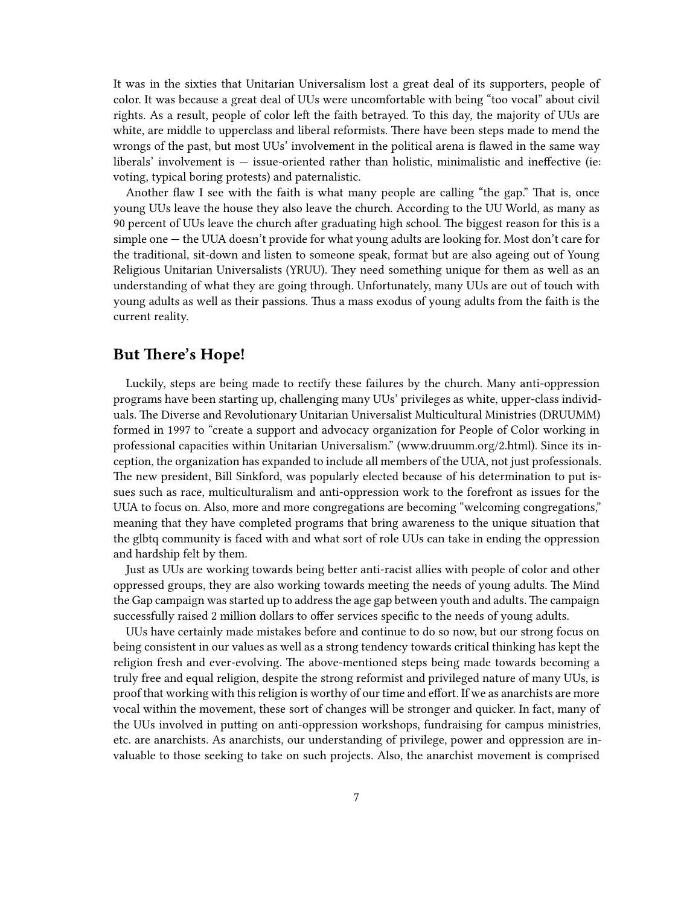It was in the sixties that Unitarian Universalism lost a great deal of its supporters, people of color. It was because a great deal of UUs were uncomfortable with being "too vocal" about civil rights. As a result, people of color left the faith betrayed. To this day, the majority of UUs are white, are middle to upperclass and liberal reformists. There have been steps made to mend the wrongs of the past, but most UUs' involvement in the political arena is flawed in the same way liberals' involvement is — issue-oriented rather than holistic, minimalistic and ineffective (ie: voting, typical boring protests) and paternalistic.

Another flaw I see with the faith is what many people are calling "the gap." That is, once young UUs leave the house they also leave the church. According to the UU World, as many as 90 percent of UUs leave the church after graduating high school. The biggest reason for this is a simple one — the UUA doesn't provide for what young adults are looking for. Most don't care for the traditional, sit-down and listen to someone speak, format but are also ageing out of Young Religious Unitarian Universalists (YRUU). They need something unique for them as well as an understanding of what they are going through. Unfortunately, many UUs are out of touch with young adults as well as their passions. Thus a mass exodus of young adults from the faith is the current reality.

## But There's Hope!

Luckily, steps are being made to rectify these failures by the church. Many anti-oppression programs have been starting up, challenging many UUs' privileges as white, upper-class individuals. The Diverse and Revolutionary Unitarian Universalist Multicultural Ministries (DRUUMM) formed in 1997 to "create a support and advocacy organization for People of Color working in professional capacities within Unitarian Universalism." (www.druumm.org/2.html). Since its inception, the organization has expanded to include all members of the UUA, not just professionals. The new president, Bill Sinkford, was popularly elected because of his determination to put issues such as race, multiculturalism and anti-oppression work to the forefront as issues for the UUA to focus on. Also, more and more congregations are becoming "welcoming congregations," meaning that they have completed programs that bring awareness to the unique situation that the glbtq community is faced with and what sort of role UUs can take in ending the oppression and hardship felt by them.

Just as UUs are working towards being better anti-racist allies with people of color and other oppressed groups, they are also working towards meeting the needs of young adults. The Mind the Gap campaign was started up to address the age gap between youth and adults. The campaign successfully raised 2 million dollars to offer services specific to the needs of young adults.

UUs have certainly made mistakes before and continue to do so now, but our strong focus on being consistent in our values as well as a strong tendency towards critical thinking has kept the religion fresh and ever-evolving. The above-mentioned steps being made towards becoming a truly free and equal religion, despite the strong reformist and privileged nature of many UUs, is proof that working with this religion is worthy of our time and effort. If we as anarchists are more vocal within the movement, these sort of changes will be stronger and quicker. In fact, many of the UUs involved in putting on anti-oppression workshops, fundraising for campus ministries, etc. are anarchists. As anarchists, our understanding of privilege, power and oppression are invaluable to those seeking to take on such projects. Also, the anarchist movement is comprised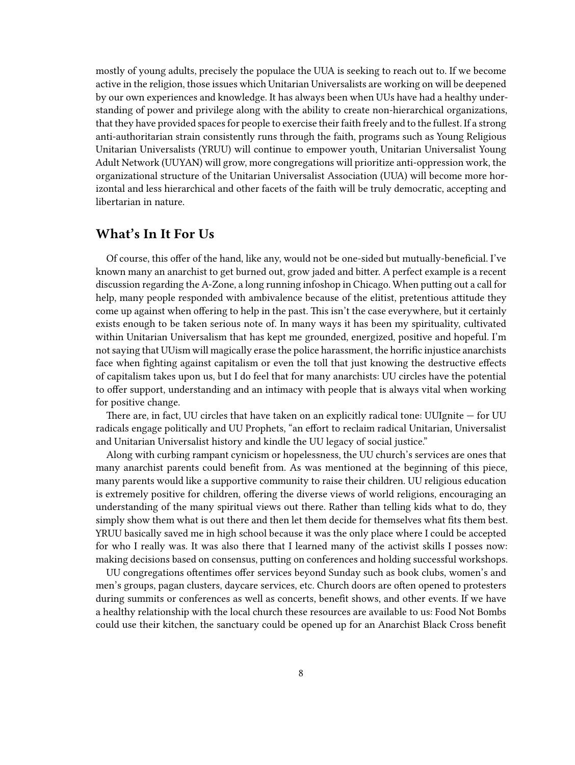mostly of young adults, precisely the populace the UUA is seeking to reach out to. If we become active in the religion, those issues which Unitarian Universalists are working on will be deepened by our own experiences and knowledge. It has always been when UUs have had a healthy understanding of power and privilege along with the ability to create non-hierarchical organizations, that they have provided spaces for people to exercise their faith freely and to the fullest. If a strong anti-authoritarian strain consistently runs through the faith, programs such as Young Religious Unitarian Universalists (YRUU) will continue to empower youth, Unitarian Universalist Young Adult Network (UUYAN) will grow, more congregations will prioritize anti-oppression work, the organizational structure of the Unitarian Universalist Association (UUA) will become more horizontal and less hierarchical and other facets of the faith will be truly democratic, accepting and libertarian in nature.

## What's In It For Us

Of course, this offer of the hand, like any, would not be one-sided but mutually-beneficial. I've known many an anarchist to get burned out, grow jaded and bitter. A perfect example is a recent discussion regarding the A-Zone, a long running infoshop in Chicago. When putting out a call for help, many people responded with ambivalence because of the elitist, pretentious attitude they come up against when offering to help in the past. This isn't the case everywhere, but it certainly exists enough to be taken serious note of. In many ways it has been my spirituality, cultivated within Unitarian Universalism that has kept me grounded, energized, positive and hopeful. I'm not saying that UUism will magically erase the police harassment, the horrific injustice anarchists face when fighting against capitalism or even the toll that just knowing the destructive effects of capitalism takes upon us, but I do feel that for many anarchists: UU circles have the potential to offer support, understanding and an intimacy with people that is always vital when working for positive change.

There are, in fact, UU circles that have taken on an explicitly radical tone: UUIgnite — for UU radicals engage politically and UU Prophets, "an effort to reclaim radical Unitarian, Universalist and Unitarian Universalist history and kindle the UU legacy of social justice."

Along with curbing rampant cynicism or hopelessness, the UU church's services are ones that many anarchist parents could benefit from. As was mentioned at the beginning of this piece, many parents would like a supportive community to raise their children. UU religious education is extremely positive for children, offering the diverse views of world religions, encouraging an understanding of the many spiritual views out there. Rather than telling kids what to do, they simply show them what is out there and then let them decide for themselves what fits them best. YRUU basically saved me in high school because it was the only place where I could be accepted for who I really was. It was also there that I learned many of the activist skills I posses now: making decisions based on consensus, putting on conferences and holding successful workshops.

UU congregations oftentimes offer services beyond Sunday such as book clubs, women's and men's groups, pagan clusters, daycare services, etc. Church doors are often opened to protesters during summits or conferences as well as concerts, benefit shows, and other events. If we have a healthy relationship with the local church these resources are available to us: Food Not Bombs could use their kitchen, the sanctuary could be opened up for an Anarchist Black Cross benefit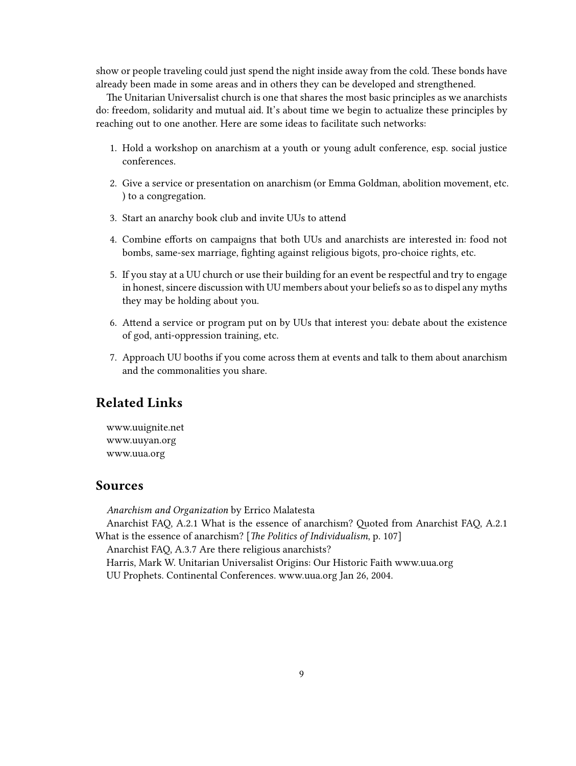show or people traveling could just spend the night inside away from the cold. These bonds have already been made in some areas and in others they can be developed and strengthened.

The Unitarian Universalist church is one that shares the most basic principles as we anarchists do: freedom, solidarity and mutual aid. It's about time we begin to actualize these principles by reaching out to one another. Here are some ideas to facilitate such networks:

1. Hold a workshop on anarchism at a youth or young adult conference, esp. social justice conferences.
2. Give a service or presentation on anarchism (or Emma Goldman, abolition movement, etc. ) to a congregation.
3. Start an anarchy book club and invite UUs to attend
4. Combine efforts on campaigns that both UUs and anarchists are interested in: food not bombs, same-sex marriage, fighting against religious bigots, pro-choice rights, etc.
5. If you stay at a UU church or use their building for an event be respectful and try to engage in honest, sincere discussion with UU members about your beliefs so as to dispel any myths they may be holding about you.
6. Attend a service or program put on by UUs that interest you: debate about the existence of god, anti-oppression training, etc.
7. Approach UU booths if you come across them at events and talk to them about anarchism and the commonalities you share.

## Related Links

www.uuignite.net
www.uuyan.org
www.uua.org

## Sources

*Anarchism and Organization* by Errico Malatesta

Anarchist FAQ, A.2.1 What is the essence of anarchism? Quoted from Anarchist FAQ, A.2.1 What is the essence of anarchism? [*The Politics of Individualism*, p. 107]

Anarchist FAQ, A.3.7 Are there religious anarchists?

Harris, Mark W. Unitarian Universalist Origins: Our Historic Faith www.uua.org

UU Prophets. Continental Conferences. www.uua.org Jan 26, 2004.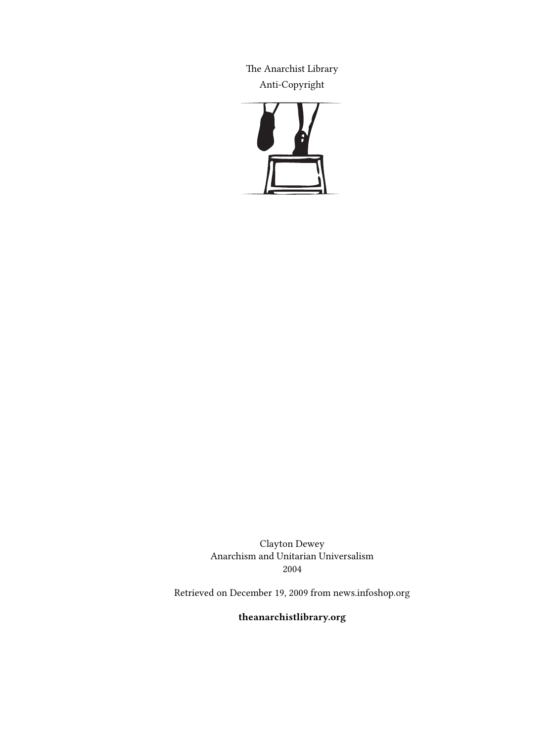The Anarchist Library
Anti-Copyright

Clayton Dewey
Anarchism and Unitarian Universalism
2004

Retrieved on December 19, 2009 from news.infoshop.org

**theanarchistlibrary.org**